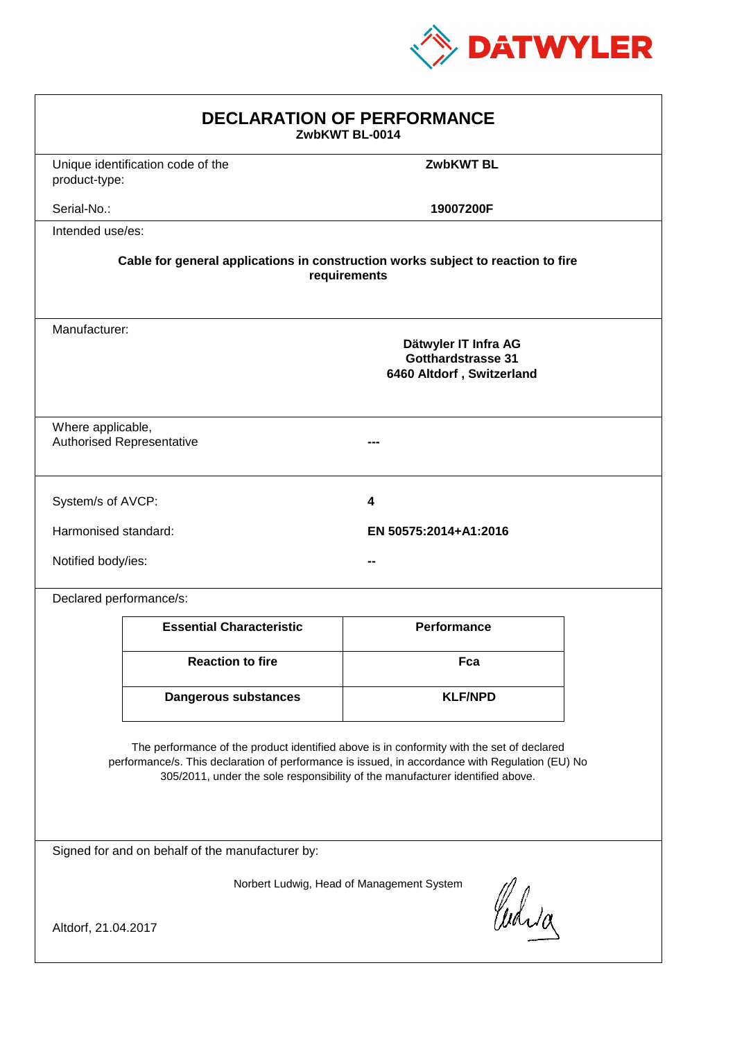DATWYLER

# DECLARATION OF PERFORMANCE

**ZwbKWT BL-0014**

| | |
|---|---|
| Unique identification code of the product-type: | **ZwbKWT BL** |
| Serial-No.: | **19007200F** |

Intended use/es:

**Cable for general applications in construction works subject to reaction to fire requirements**

Manufacturer:

**Dätwyler IT Infra AG**
**Gotthardstrasse 31**
**6460 Altdorf , Switzerland**

| | |
|---|---|
| Where applicable, Authorised Representative | --- |

| | |
|---|---|
| System/s of AVCP: | **4** |
| Harmonised standard: | **EN 50575:2014+A1:2016** |
| Notified body/ies: | -- |

Declared performance/s:

| Essential Characteristic | Performance |
|---|---|
| **Reaction to fire** | **Fca** |
| **Dangerous substances** | **KLF/NPD** |

The performance of the product identified above is in conformity with the set of declared performance/s. This declaration of performance is issued, in accordance with Regulation (EU) No 305/2011, under the sole responsibility of the manufacturer identified above.

Signed for and on behalf of the manufacturer by:

Norbert Ludwig, Head of Management System

Altdorf, 21.04.2017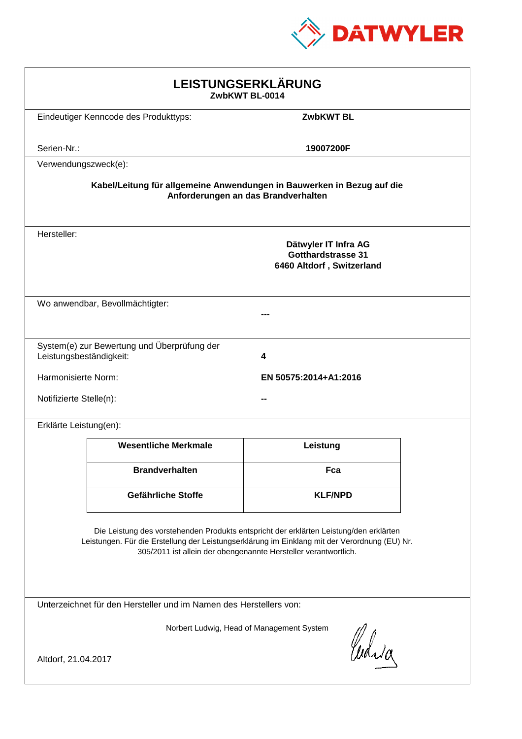DATWYLER

# LEISTUNGSERKLÄRUNG

**ZwbKWT BL-0014**

Eindeutiger Kenncode des Produkttyps: **ZwbKWT BL**

Serien-Nr.: **19007200F**

Verwendungszweck(e):

**Kabel/Leitung für allgemeine Anwendungen in Bauwerken in Bezug auf die Anforderungen an das Brandverhalten**

Hersteller:

**Dätwyler IT Infra AG**
**Gotthardstrasse 31**
**6460 Altdorf , Switzerland**

Wo anwendbar, Bevollmächtigter: **---**

System(e) zur Bewertung und Überprüfung der Leistungsbeständigkeit: **4**

Harmonisierte Norm: **EN 50575:2014+A1:2016**

Notifizierte Stelle(n): **--**

Erklärte Leistung(en):

| Wesentliche Merkmale | Leistung |
|---|---|
| **Brandverhalten** | **Fca** |
| **Gefährliche Stoffe** | **KLF/NPD** |

Die Leistung des vorstehenden Produkts entspricht der erklärten Leistung/den erklärten Leistungen. Für die Erstellung der Leistungserklärung im Einklang mit der Verordnung (EU) Nr. 305/2011 ist allein der obengenannte Hersteller verantwortlich.

Unterzeichnet für den Hersteller und im Namen des Herstellers von:

Norbert Ludwig, Head of Management System

Altdorf, 21.04.2017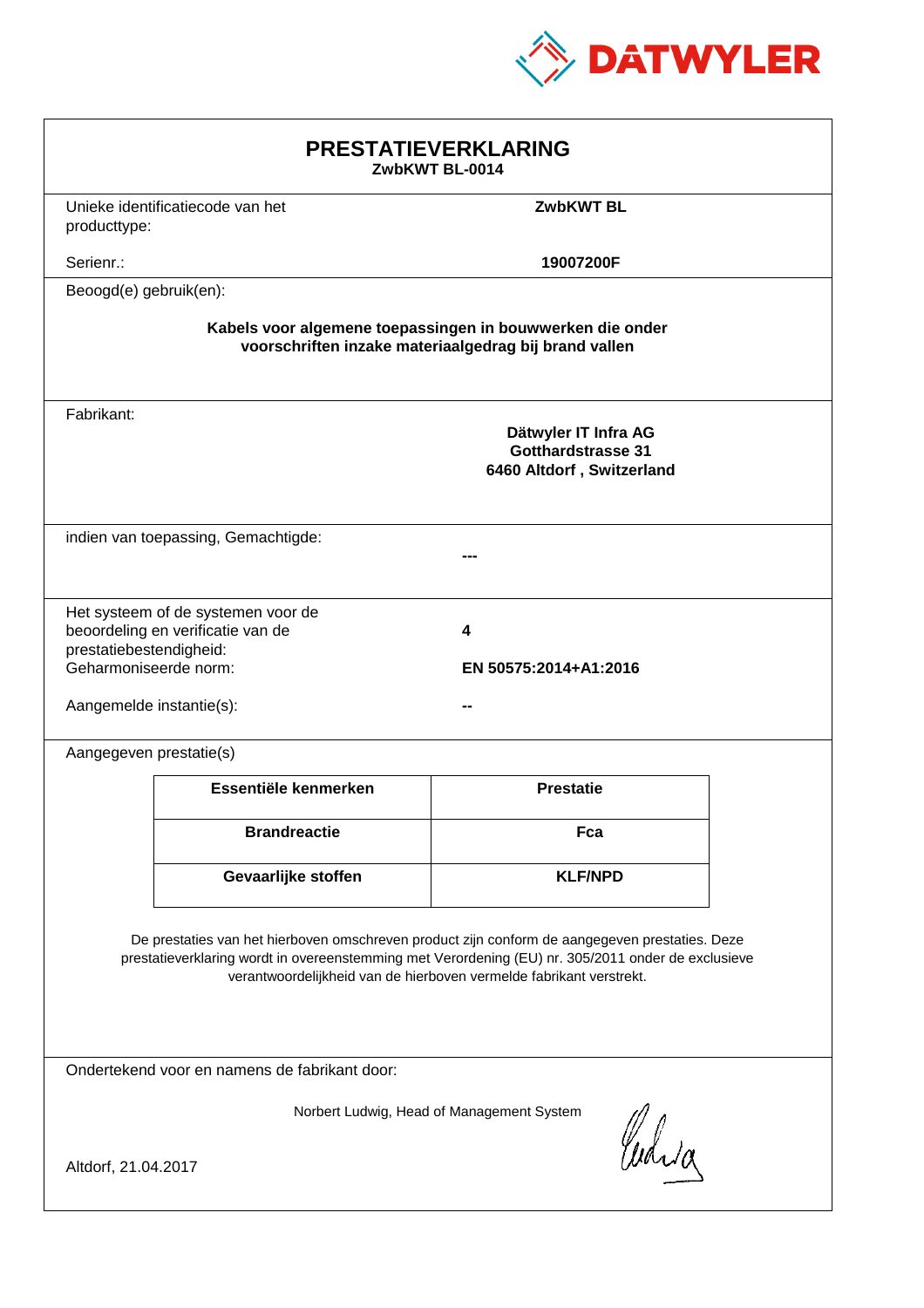DATWYLER

# PRESTATIEVERKLARING

**ZwbKWT BL-0014**

Unieke identificatiecode van het producttype: **ZwbKWT BL**

Serienr.: **19007200F**

Beoogd(e) gebruik(en):

**Kabels voor algemene toepassingen in bouwwerken die onder voorschriften inzake materiaalgedrag bij brand vallen**

Fabrikant:

**Dätwyler IT Infra AG**
**Gotthardstrasse 31**
**6460 Altdorf , Switzerland**

indien van toepassing, Gemachtigde: **---**

Het systeem of de systemen voor de beoordeling en verificatie van de prestatiebestendigheid: **4**

Geharmoniseerde norm: **EN 50575:2014+A1:2016**

Aangemelde instantie(s): **--**

Aangegeven prestatie(s)

| Essentiële kenmerken | Prestatie |
|---|---|
| **Brandreactie** | **Fca** |
| **Gevaarlijke stoffen** | **KLF/NPD** |

De prestaties van het hierboven omschreven product zijn conform de aangegeven prestaties. Deze prestatieverklaring wordt in overeenstemming met Verordening (EU) nr. 305/2011 onder de exclusieve verantwoordelijkheid van de hierboven vermelde fabrikant verstrekt.

Ondertekend voor en namens de fabrikant door:

Norbert Ludwig, Head of Management System

Altdorf, 21.04.2017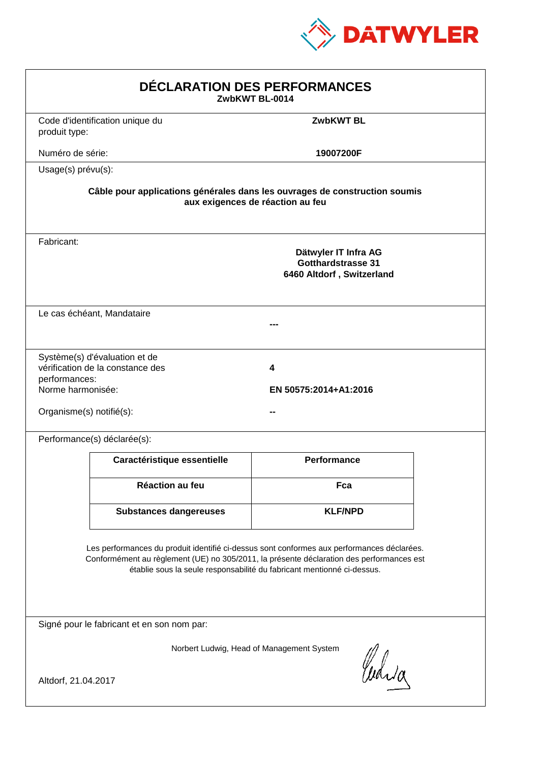DATWYLER

# DÉCLARATION DES PERFORMANCES

**ZwbKWT BL-0014**

Code d'identification unique du produit type: **ZwbKWT BL**

Numéro de série: **19007200F**

Usage(s) prévu(s):

**Câble pour applications générales dans les ouvrages de construction soumis aux exigences de réaction au feu**

Fabricant:

**Dätwyler IT Infra AG**
**Gotthardstrasse 31**
**6460 Altdorf , Switzerland**

Le cas échéant, Mandataire

**---**

Système(s) d'évaluation et de vérification de la constance des performances: **4**

Norme harmonisée: **EN 50575:2014+A1:2016**

Organisme(s) notifié(s): **--**

Performance(s) déclarée(s):

| Caractéristique essentielle | Performance |
|---|---|
| Réaction au feu | Fca |
| Substances dangereuses | KLF/NPD |

Les performances du produit identifié ci-dessus sont conformes aux performances déclarées. Conformément au règlement (UE) no 305/2011, la présente déclaration des performances est établie sous la seule responsabilité du fabricant mentionné ci-dessus.

Signé pour le fabricant et en son nom par:

Norbert Ludwig, Head of Management System

Altdorf, 21.04.2017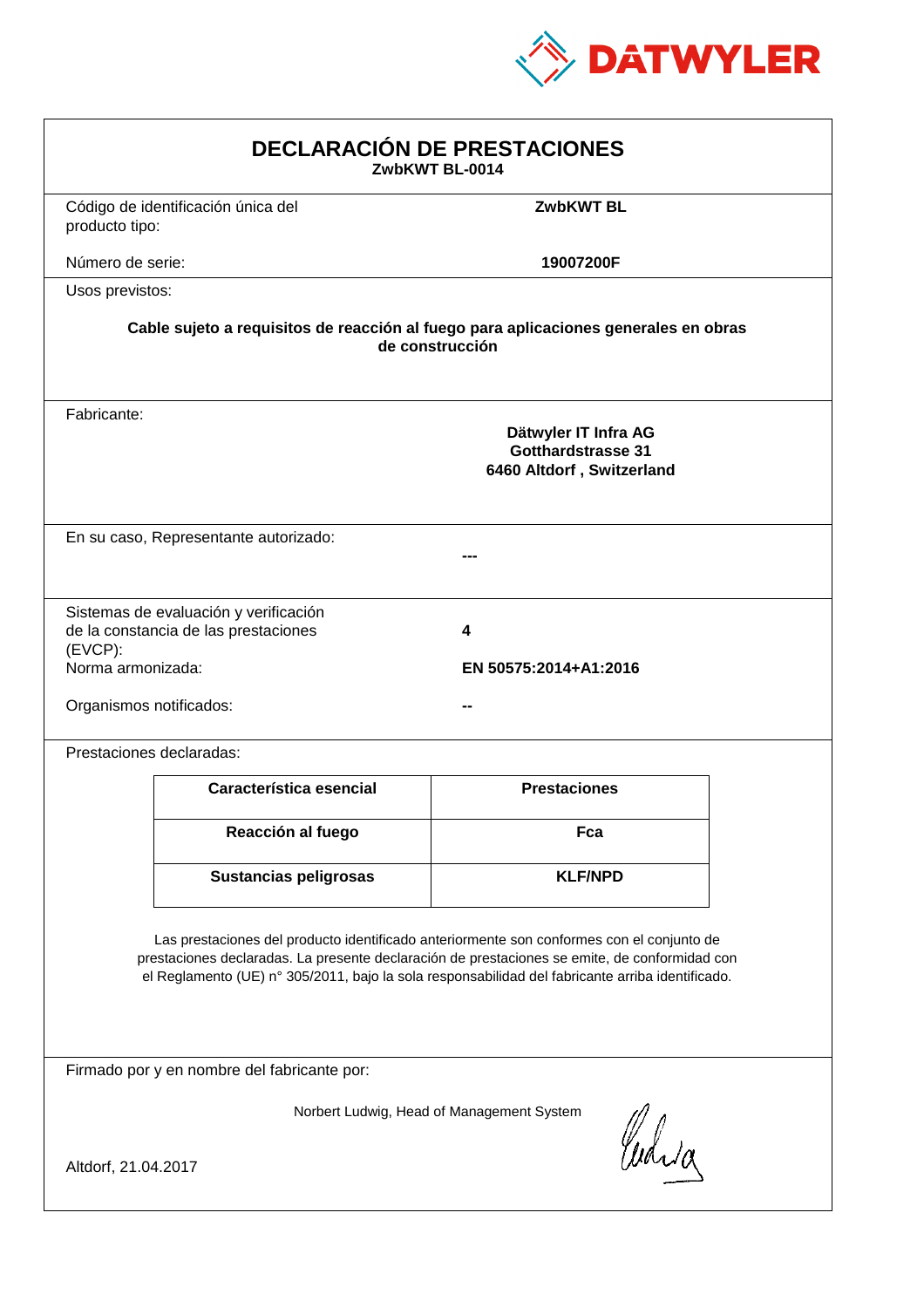DATWYLER

# DECLARACIÓN DE PRESTACIONES

**ZwbKWT BL-0014**

Código de identificación única del producto tipo: **ZwbKWT BL**

Número de serie: **19007200F**

Usos previstos:

**Cable sujeto a requisitos de reacción al fuego para aplicaciones generales en obras de construcción**

Fabricante:

**Dätwyler IT Infra AG**
**Gotthardstrasse 31**
**6460 Altdorf , Switzerland**

En su caso, Representante autorizado: **---**

Sistemas de evaluación y verificación de la constancia de las prestaciones (EVCP): **4**

Norma armonizada: **EN 50575:2014+A1:2016**

Organismos notificados: **--**

Prestaciones declaradas:

| Característica esencial | Prestaciones |
|---|---|
| **Reacción al fuego** | **Fca** |
| **Sustancias peligrosas** | **KLF/NPD** |

Las prestaciones del producto identificado anteriormente son conformes con el conjunto de prestaciones declaradas. La presente declaración de prestaciones se emite, de conformidad con el Reglamento (UE) n° 305/2011, bajo la sola responsabilidad del fabricante arriba identificado.

Firmado por y en nombre del fabricante por:

Norbert Ludwig, Head of Management System

Altdorf, 21.04.2017

Ludwig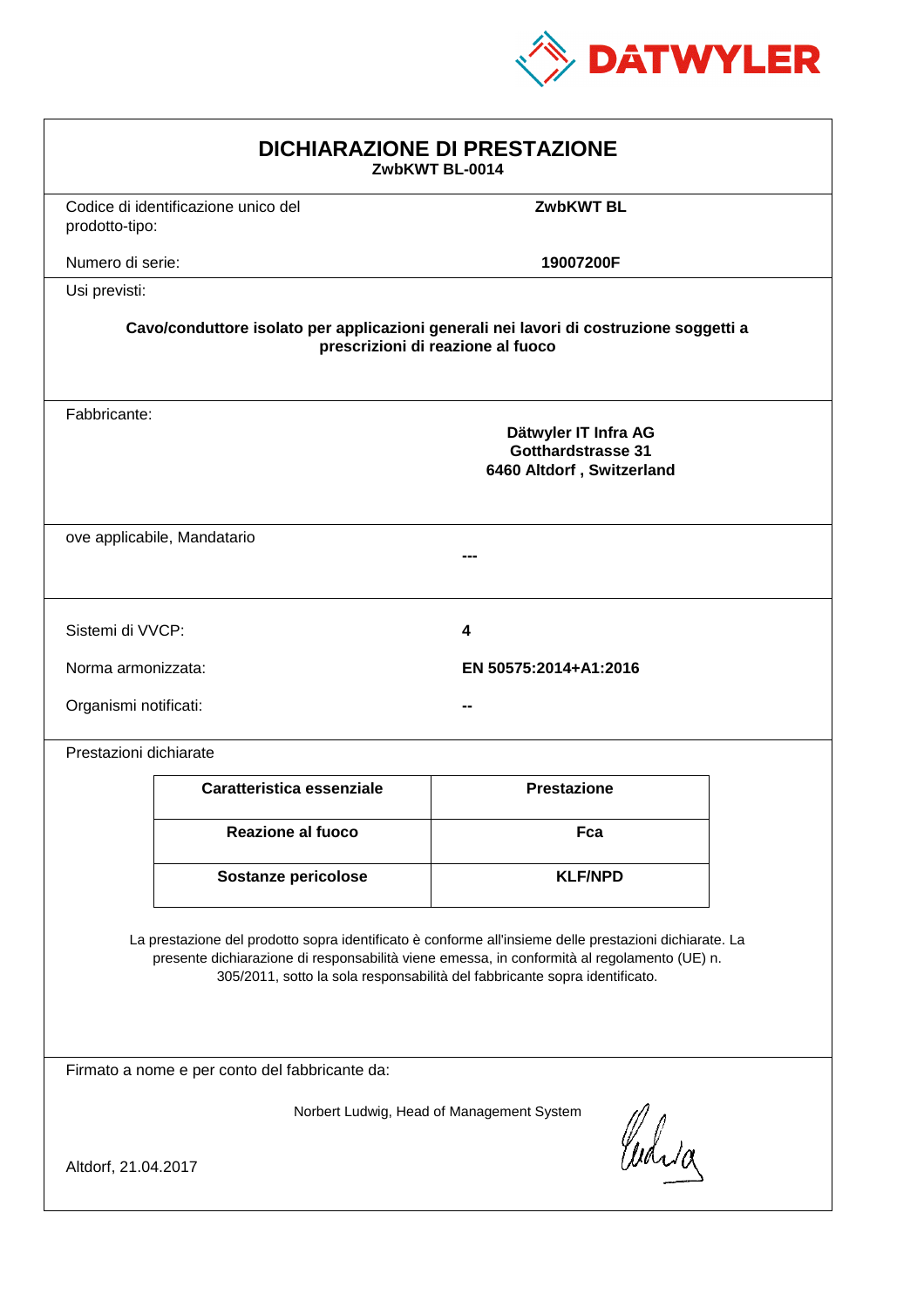DATWYLER

# DICHIARAZIONE DI PRESTAZIONE

**ZwbKWT BL-0014**

Codice di identificazione unico del prodotto-tipo: **ZwbKWT BL**

Numero di serie: **19007200F**

Usi previsti:

**Cavo/conduttore isolato per applicazioni generali nei lavori di costruzione soggetti a prescrizioni di reazione al fuoco**

Fabbricante:

**Dätwyler IT Infra AG**
**Gotthardstrasse 31**
**6460 Altdorf , Switzerland**

ove applicabile, Mandatario

**---**

Sistemi di VVCP: **4**

Norma armonizzata: **EN 50575:2014+A1:2016**

Organismi notificati: **--**

Prestazioni dichiarate

| Caratteristica essenziale | Prestazione |
|---|---|
| **Reazione al fuoco** | **Fca** |
| **Sostanze pericolose** | **KLF/NPD** |

La prestazione del prodotto sopra identificato è conforme all'insieme delle prestazioni dichiarate. La presente dichiarazione di responsabilità viene emessa, in conformità al regolamento (UE) n. 305/2011, sotto la sola responsabilità del fabbricante sopra identificato.

Firmato a nome e per conto del fabbricante da:

Norbert Ludwig, Head of Management System

Altdorf, 21.04.2017